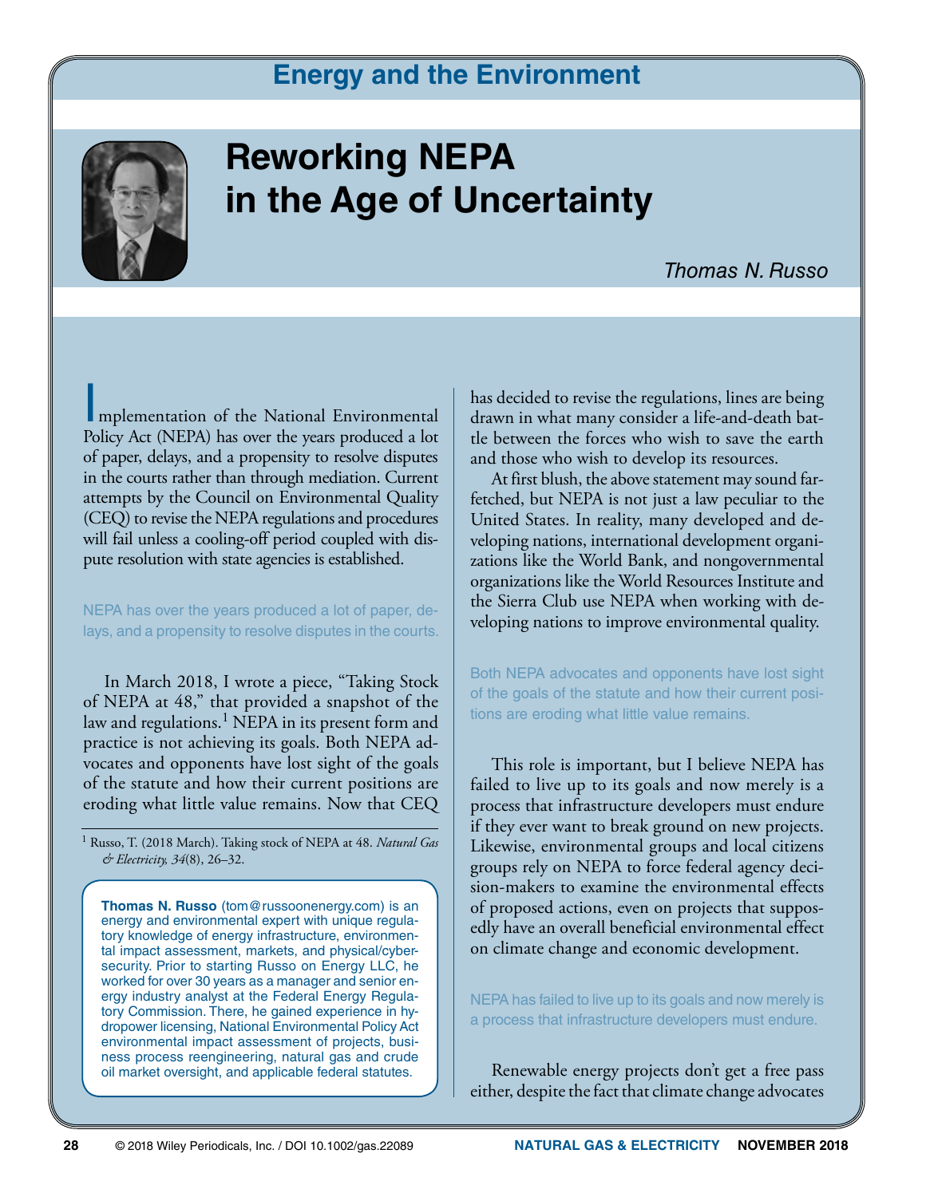Energy and the Environment

# Reworking NEPA in the Age of Uncertainty

*Thomas N. Russo*

Implementation of the National Environmental Policy Act (NEPA) has over the years produced a lot of paper, delays, and a propensity to resolve disputes in the courts rather than through mediation. Current attempts by the Council on Environmental Quality (CEQ) to revise the NEPA regulations and procedures will fail unless a cooling-off period coupled with dispute resolution with state agencies is established.

> NEPA has over the years produced a lot of paper, delays, and a propensity to resolve disputes in the courts.

In March 2018, I wrote a piece, "Taking Stock of NEPA at 48," that provided a snapshot of the law and regulations.[1] NEPA in its present form and practice is not achieving its goals. Both NEPA advocates and opponents have lost sight of the goals of the statute and how their current positions are eroding what little value remains. Now that CEQ has decided to revise the regulations, lines are being drawn in what many consider a life-and-death battle between the forces who wish to save the earth and those who wish to develop its resources.

At first blush, the above statement may sound far-fetched, but NEPA is not just a law peculiar to the United States. In reality, many developed and developing nations, international development organizations like the World Bank, and nongovernmental organizations like the World Resources Institute and the Sierra Club use NEPA when working with developing nations to improve environmental quality.

> Both NEPA advocates and opponents have lost sight of the goals of the statute and how their current positions are eroding what little value remains.

This role is important, but I believe NEPA has failed to live up to its goals and now merely is a process that infrastructure developers must endure if they ever want to break ground on new projects. Likewise, environmental groups and local citizens groups rely on NEPA to force federal agency decision-makers to examine the environmental effects of proposed actions, even on projects that supposedly have an overall beneficial environmental effect on climate change and economic development.

> NEPA has failed to live up to its goals and now merely is a process that infrastructure developers must endure.

Renewable energy projects don't get a free pass either, despite the fact that climate change advocates

---

[1] Russo, T. (2018 March). Taking stock of NEPA at 48. *Natural Gas & Electricity, 34*(8), 26–32.

**Thomas N. Russo** (tom@russoonenergy.com) is an energy and environmental expert with unique regulatory knowledge of energy infrastructure, environmental impact assessment, markets, and physical/cybersecurity. Prior to starting Russo on Energy LLC, he worked for over 30 years as a manager and senior energy industry analyst at the Federal Energy Regulatory Commission. There, he gained experience in hydropower licensing, National Environmental Policy Act environmental impact assessment of projects, business process reengineering, natural gas and crude oil market oversight, and applicable federal statutes.

© 2018 Wiley Periodicals, Inc. / DOI 10.1002/gas.22089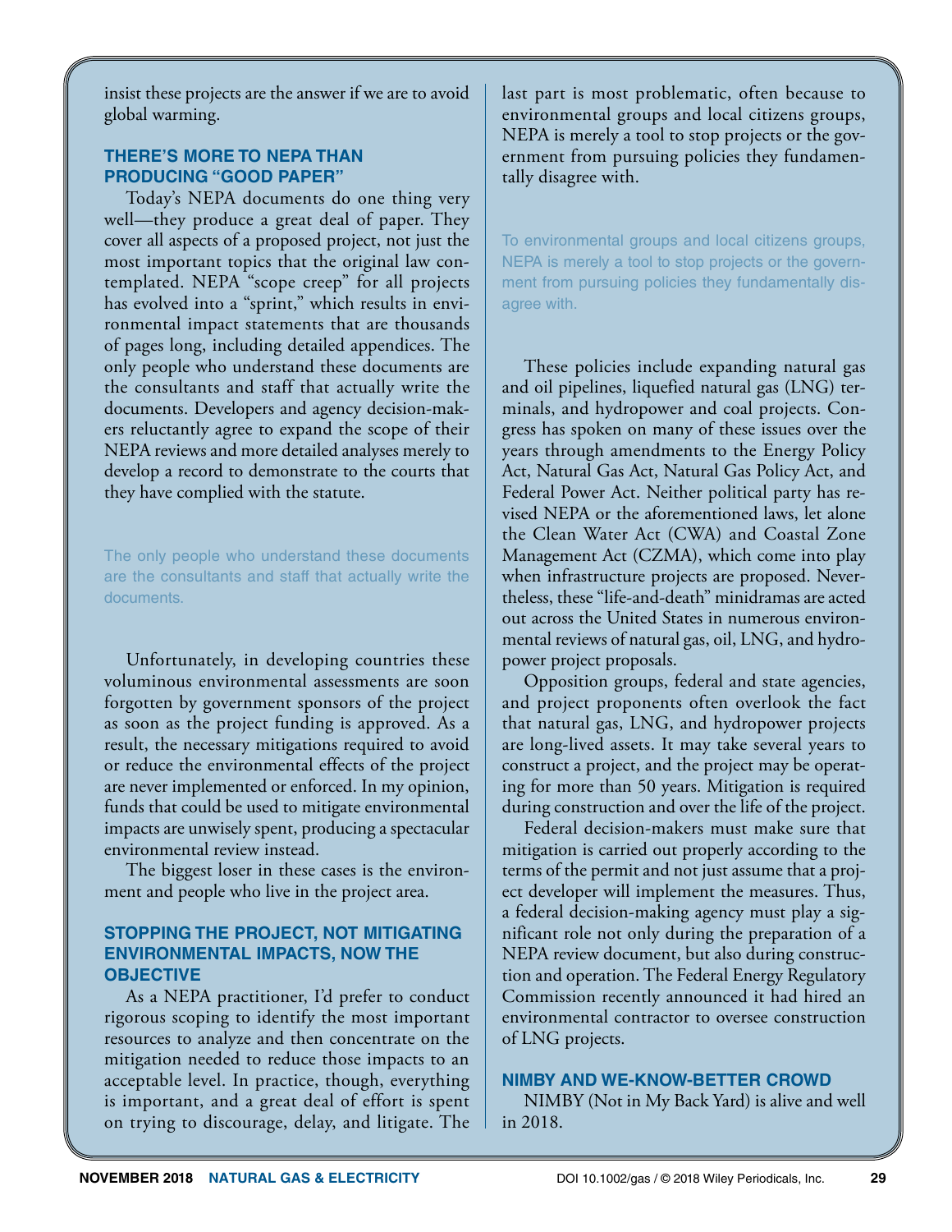insist these projects are the answer if we are to avoid global warming.

## THERE'S MORE TO NEPA THAN PRODUCING "GOOD PAPER"

Today's NEPA documents do one thing very well—they produce a great deal of paper. They cover all aspects of a proposed project, not just the most important topics that the original law contemplated. NEPA "scope creep" for all projects has evolved into a "sprint," which results in environmental impact statements that are thousands of pages long, including detailed appendices. The only people who understand these documents are the consultants and staff that actually write the documents. Developers and agency decision-makers reluctantly agree to expand the scope of their NEPA reviews and more detailed analyses merely to develop a record to demonstrate to the courts that they have complied with the statute.

> The only people who understand these documents are the consultants and staff that actually write the documents.

Unfortunately, in developing countries these voluminous environmental assessments are soon forgotten by government sponsors of the project as soon as the project funding is approved. As a result, the necessary mitigations required to avoid or reduce the environmental effects of the project are never implemented or enforced. In my opinion, funds that could be used to mitigate environmental impacts are unwisely spent, producing a spectacular environmental review instead.

The biggest loser in these cases is the environment and people who live in the project area.

## STOPPING THE PROJECT, NOT MITIGATING ENVIRONMENTAL IMPACTS, NOW THE OBJECTIVE

As a NEPA practitioner, I'd prefer to conduct rigorous scoping to identify the most important resources to analyze and then concentrate on the mitigation needed to reduce those impacts to an acceptable level. In practice, though, everything is important, and a great deal of effort is spent on trying to discourage, delay, and litigate. The last part is most problematic, often because to environmental groups and local citizens groups, NEPA is merely a tool to stop projects or the government from pursuing policies they fundamentally disagree with.

> To environmental groups and local citizens groups, NEPA is merely a tool to stop projects or the government from pursuing policies they fundamentally disagree with.

These policies include expanding natural gas and oil pipelines, liquefied natural gas (LNG) terminals, and hydropower and coal projects. Congress has spoken on many of these issues over the years through amendments to the Energy Policy Act, Natural Gas Act, Natural Gas Policy Act, and Federal Power Act. Neither political party has revised NEPA or the aforementioned laws, let alone the Clean Water Act (CWA) and Coastal Zone Management Act (CZMA), which come into play when infrastructure projects are proposed. Nevertheless, these "life-and-death" minidramas are acted out across the United States in numerous environmental reviews of natural gas, oil, LNG, and hydropower project proposals.

Opposition groups, federal and state agencies, and project proponents often overlook the fact that natural gas, LNG, and hydropower projects are long-lived assets. It may take several years to construct a project, and the project may be operating for more than 50 years. Mitigation is required during construction and over the life of the project.

Federal decision-makers must make sure that mitigation is carried out properly according to the terms of the permit and not just assume that a project developer will implement the measures. Thus, a federal decision-making agency must play a significant role not only during the preparation of a NEPA review document, but also during construction and operation. The Federal Energy Regulatory Commission recently announced it had hired an environmental contractor to oversee construction of LNG projects.

## NIMBY AND WE-KNOW-BETTER CROWD

NIMBY (Not in My Back Yard) is alive and well in 2018.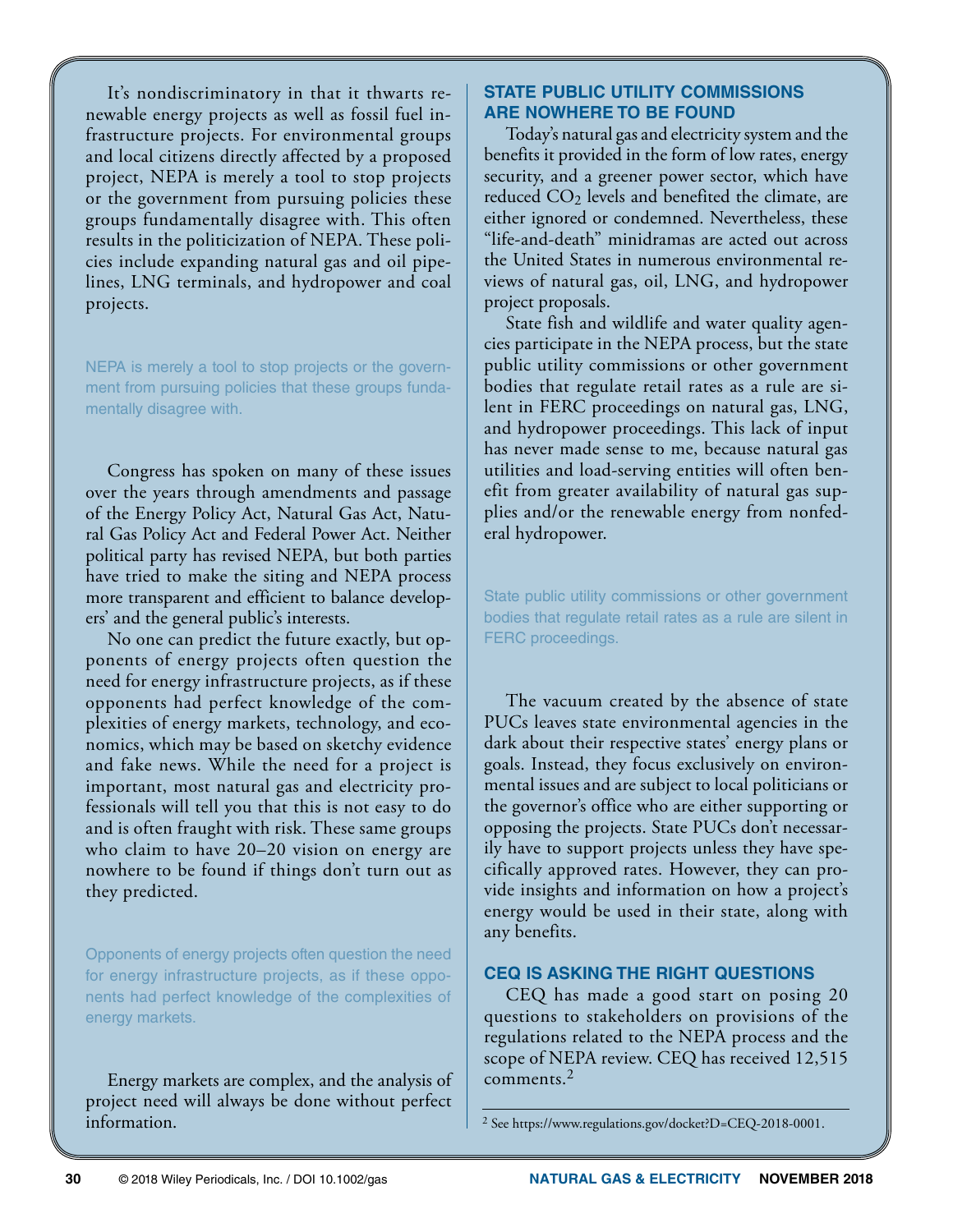It's nondiscriminatory in that it thwarts renewable energy projects as well as fossil fuel infrastructure projects. For environmental groups and local citizens directly affected by a proposed project, NEPA is merely a tool to stop projects or the government from pursuing policies these groups fundamentally disagree with. This often results in the politicization of NEPA. These policies include expanding natural gas and oil pipelines, LNG terminals, and hydropower and coal projects.

> NEPA is merely a tool to stop projects or the government from pursuing policies that these groups fundamentally disagree with.

Congress has spoken on many of these issues over the years through amendments and passage of the Energy Policy Act, Natural Gas Act, Natural Gas Policy Act and Federal Power Act. Neither political party has revised NEPA, but both parties have tried to make the siting and NEPA process more transparent and efficient to balance developers' and the general public's interests.

No one can predict the future exactly, but opponents of energy projects often question the need for energy infrastructure projects, as if these opponents had perfect knowledge of the complexities of energy markets, technology, and economics, which may be based on sketchy evidence and fake news. While the need for a project is important, most natural gas and electricity professionals will tell you that this is not easy to do and is often fraught with risk. These same groups who claim to have 20–20 vision on energy are nowhere to be found if things don't turn out as they predicted.

> Opponents of energy projects often question the need for energy infrastructure projects, as if these opponents had perfect knowledge of the complexities of energy markets.

Energy markets are complex, and the analysis of project need will always be done without perfect information.

## STATE PUBLIC UTILITY COMMISSIONS ARE NOWHERE TO BE FOUND

Today's natural gas and electricity system and the benefits it provided in the form of low rates, energy security, and a greener power sector, which have reduced $CO_2$ levels and benefited the climate, are either ignored or condemned. Nevertheless, these "life-and-death" minidramas are acted out across the United States in numerous environmental reviews of natural gas, oil, LNG, and hydropower project proposals.

State fish and wildlife and water quality agencies participate in the NEPA process, but the state public utility commissions or other government bodies that regulate retail rates as a rule are silent in FERC proceedings on natural gas, LNG, and hydropower proceedings. This lack of input has never made sense to me, because natural gas utilities and load-serving entities will often benefit from greater availability of natural gas supplies and/or the renewable energy from nonfederal hydropower.

> State public utility commissions or other government bodies that regulate retail rates as a rule are silent in FERC proceedings.

The vacuum created by the absence of state PUCs leaves state environmental agencies in the dark about their respective states' energy plans or goals. Instead, they focus exclusively on environmental issues and are subject to local politicians or the governor's office who are either supporting or opposing the projects. State PUCs don't necessarily have to support projects unless they have specifically approved rates. However, they can provide insights and information on how a project's energy would be used in their state, along with any benefits.

## CEQ IS ASKING THE RIGHT QUESTIONS

CEQ has made a good start on posing 20 questions to stakeholders on provisions of the regulations related to the NEPA process and the scope of NEPA review. CEQ has received 12,515 comments.[2]

[2] See https://www.regulations.gov/docket?D=CEQ-2018-0001.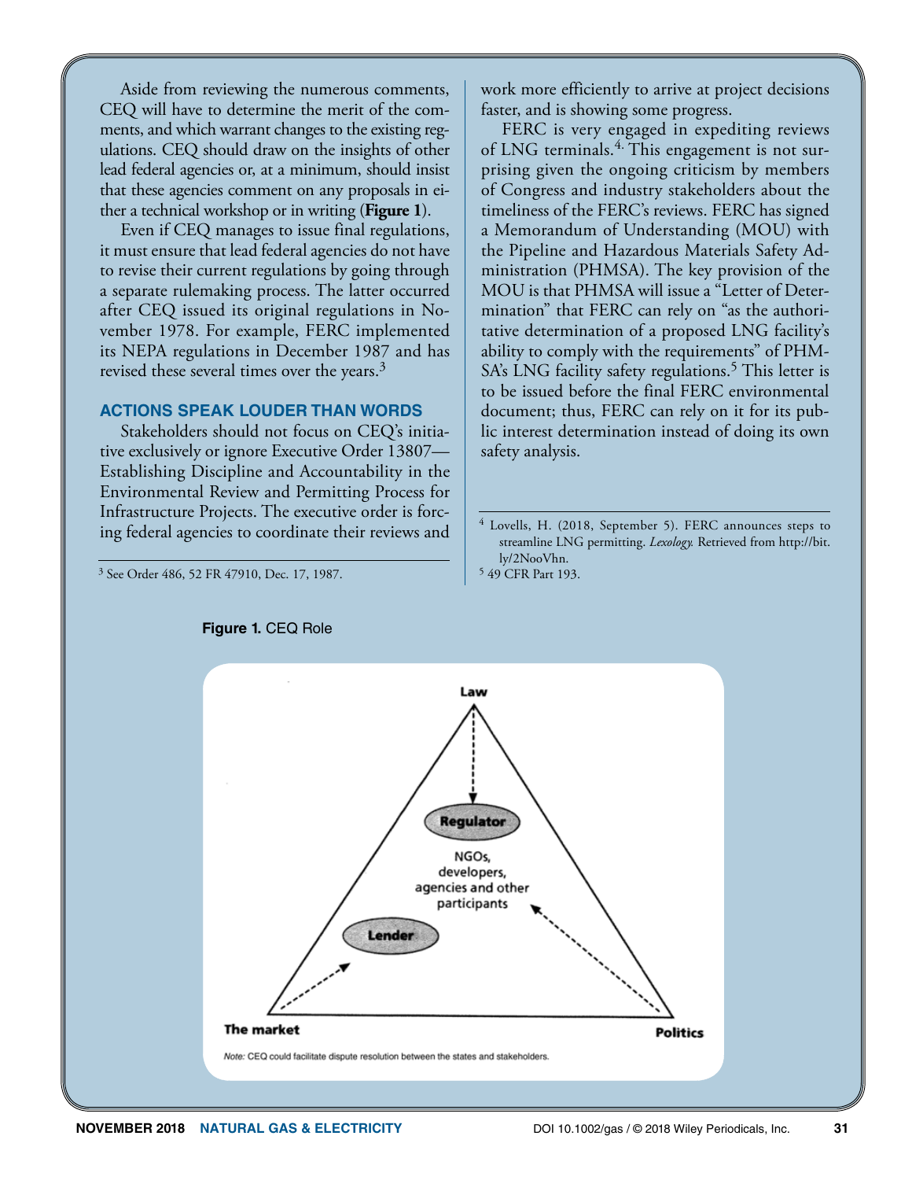Aside from reviewing the numerous comments, CEQ will have to determine the merit of the comments, and which warrant changes to the existing regulations. CEQ should draw on the insights of other lead federal agencies or, at a minimum, should insist that these agencies comment on any proposals in either a technical workshop or in writing (**Figure 1**).

Even if CEQ manages to issue final regulations, it must ensure that lead federal agencies do not have to revise their current regulations by going through a separate rulemaking process. The latter occurred after CEQ issued its original regulations in November 1978. For example, FERC implemented its NEPA regulations in December 1987 and has revised these several times over the years.[3]

## ACTIONS SPEAK LOUDER THAN WORDS

Stakeholders should not focus on CEQ's initiative exclusively or ignore Executive Order 13807—Establishing Discipline and Accountability in the Environmental Review and Permitting Process for Infrastructure Projects. The executive order is forcing federal agencies to coordinate their reviews and work more efficiently to arrive at project decisions faster, and is showing some progress.

FERC is very engaged in expediting reviews of LNG terminals.[4] This engagement is not surprising given the ongoing criticism by members of Congress and industry stakeholders about the timeliness of the FERC's reviews. FERC has signed a Memorandum of Understanding (MOU) with the Pipeline and Hazardous Materials Safety Administration (PHMSA). The key provision of the MOU is that PHMSA will issue a "Letter of Determination" that FERC can rely on "as the authoritative determination of a proposed LNG facility's ability to comply with the requirements" of PHMSA's LNG facility safety regulations.[5] This letter is to be issued before the final FERC environmental document; thus, FERC can rely on it for its public interest determination instead of doing its own safety analysis.

[3] See Order 486, 52 FR 47910, Dec. 17, 1987.

[4] Lovells, H. (2018, September 5). FERC announces steps to streamline LNG permitting. *Lexology.* Retrieved from http://bit.ly/2NooVhn.

[5] 49 CFR Part 193.

**Figure 1.** CEQ Role

*Note:* CEQ could facilitate dispute resolution between the states and stakeholders.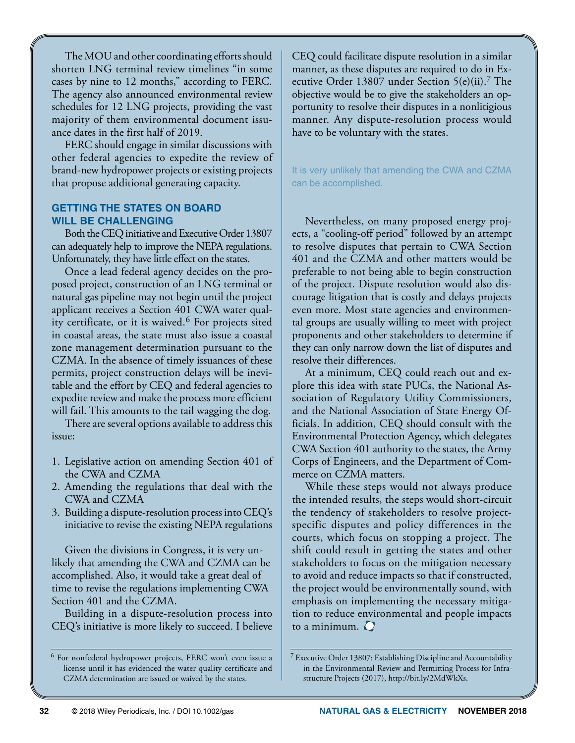The MOU and other coordinating efforts should shorten LNG terminal review timelines "in some cases by nine to 12 months," according to FERC. The agency also announced environmental review schedules for 12 LNG projects, providing the vast majority of them environmental document issuance dates in the first half of 2019.

FERC should engage in similar discussions with other federal agencies to expedite the review of brand-new hydropower projects or existing projects that propose additional generating capacity.

### GETTING THE STATES ON BOARD WILL BE CHALLENGING

Both the CEQ initiative and Executive Order 13807 can adequately help to improve the NEPA regulations. Unfortunately, they have little effect on the states.

Once a lead federal agency decides on the proposed project, construction of an LNG terminal or natural gas pipeline may not begin until the project applicant receives a Section 401 CWA water quality certificate, or it is waived.[6] For projects sited in coastal areas, the state must also issue a coastal zone management determination pursuant to the CZMA. In the absence of timely issuances of these permits, project construction delays will be inevitable and the effort by CEQ and federal agencies to expedite review and make the process more efficient will fail. This amounts to the tail wagging the dog.

There are several options available to address this issue:

1. Legislative action on amending Section 401 of the CWA and CZMA
2. Amending the regulations that deal with the CWA and CZMA
3. Building a dispute-resolution process into CEQ's initiative to revise the existing NEPA regulations

Given the divisions in Congress, it is very unlikely that amending the CWA and CZMA can be accomplished. Also, it would take a great deal of time to revise the regulations implementing CWA Section 401 and the CZMA.

Building in a dispute-resolution process into CEQ's initiative is more likely to succeed. I believe CEQ could facilitate dispute resolution in a similar manner, as these disputes are required to do in Executive Order 13807 under Section 5(e)(ii).[7] The objective would be to give the stakeholders an opportunity to resolve their disputes in a nonlitigious manner. Any dispute-resolution process would have to be voluntary with the states.

> It is very unlikely that amending the CWA and CZMA can be accomplished.

Nevertheless, on many proposed energy projects, a "cooling-off period" followed by an attempt to resolve disputes that pertain to CWA Section 401 and the CZMA and other matters would be preferable to not being able to begin construction of the project. Dispute resolution would also discourage litigation that is costly and delays projects even more. Most state agencies and environmental groups are usually willing to meet with project proponents and other stakeholders to determine if they can only narrow down the list of disputes and resolve their differences.

At a minimum, CEQ could reach out and explore this idea with state PUCs, the National Association of Regulatory Utility Commissioners, and the National Association of State Energy Officials. In addition, CEQ should consult with the Environmental Protection Agency, which delegates CWA Section 401 authority to the states, the Army Corps of Engineers, and the Department of Commerce on CZMA matters.

While these steps would not always produce the intended results, the steps would short-circuit the tendency of stakeholders to resolve project-specific disputes and policy differences in the courts, which focus on stopping a project. The shift could result in getting the states and other stakeholders to focus on the mitigation necessary to avoid and reduce impacts so that if constructed, the project would be environmentally sound, with emphasis on implementing the necessary mitigation to reduce environmental and people impacts to a minimum.

---

[6] For nonfederal hydropower projects, FERC won't even issue a license until it has evidenced the water quality certificate and CZMA determination are issued or waived by the states.

[7] Executive Order 13807: Establishing Discipline and Accountability in the Environmental Review and Permitting Process for Infrastructure Projects (2017), http://bit.ly/2MdWkXs.